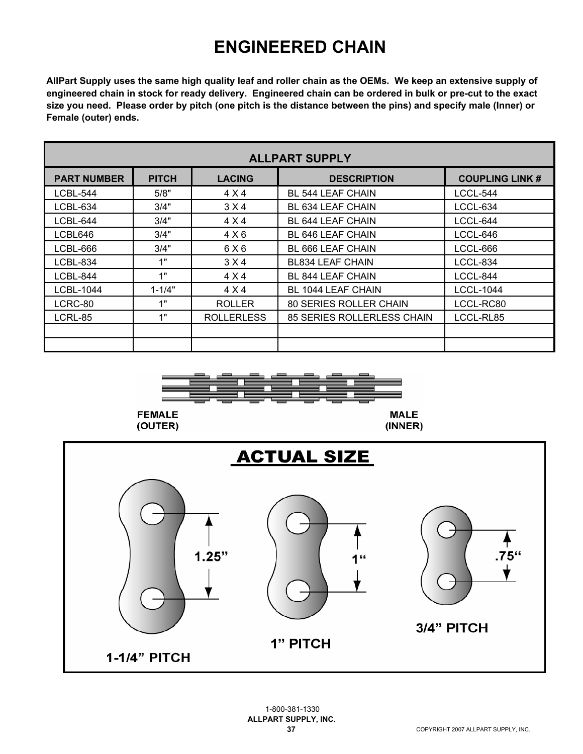# ENGINEERED CHAIN

**AllPart Supply uses the same high quality leaf and roller chain as the OEMs. We keep an extensive supply of engineered chain in stock for ready delivery. Engineered chain can be ordered in bulk or pre-cut to the exact size you need. Please order by pitch (one pitch is the distance between the pins) and specify male (Inner) or Female (outer) ends.**

| ALLPART SUPPLY | | | | |
|---|---|---|---|---|
| **PART NUMBER** | **PITCH** | **LACING** | **DESCRIPTION** | **COUPLING LINK #** |
| LCBL-544 | 5/8" | 4 X 4 | BL 544 LEAF CHAIN | LCCL-544 |
| LCBL-634 | 3/4" | 3 X 4 | BL 634 LEAF CHAIN | LCCL-634 |
| LCBL-644 | 3/4" | 4 X 4 | BL 644 LEAF CHAIN | LCCL-644 |
| LCBL646 | 3/4" | 4 X 6 | BL 646 LEAF CHAIN | LCCL-646 |
| LCBL-666 | 3/4" | 6 X 6 | BL 666 LEAF CHAIN | LCCL-666 |
| LCBL-834 | 1" | 3 X 4 | BL834 LEAF CHAIN | LCCL-834 |
| LCBL-844 | 1" | 4 X 4 | BL 844 LEAF CHAIN | LCCL-844 |
| LCBL-1044 | 1-1/4" | 4 X 4 | BL 1044 LEAF CHAIN | LCCL-1044 |
| LCRC-80 | 1" | ROLLER | 80 SERIES ROLLER CHAIN | LCCL-RC80 |
| LCRL-85 | 1" | ROLLERLESS | 85 SERIES ROLLERLESS CHAIN | LCCL-RL85 |
| | | | | |
| | | | | |

**FEMALE (OUTER)** **MALE (INNER)**

## ACTUAL SIZE

1.25" — **1-1/4" PITCH**

1" — **1" PITCH**

.75" — **3/4" PITCH**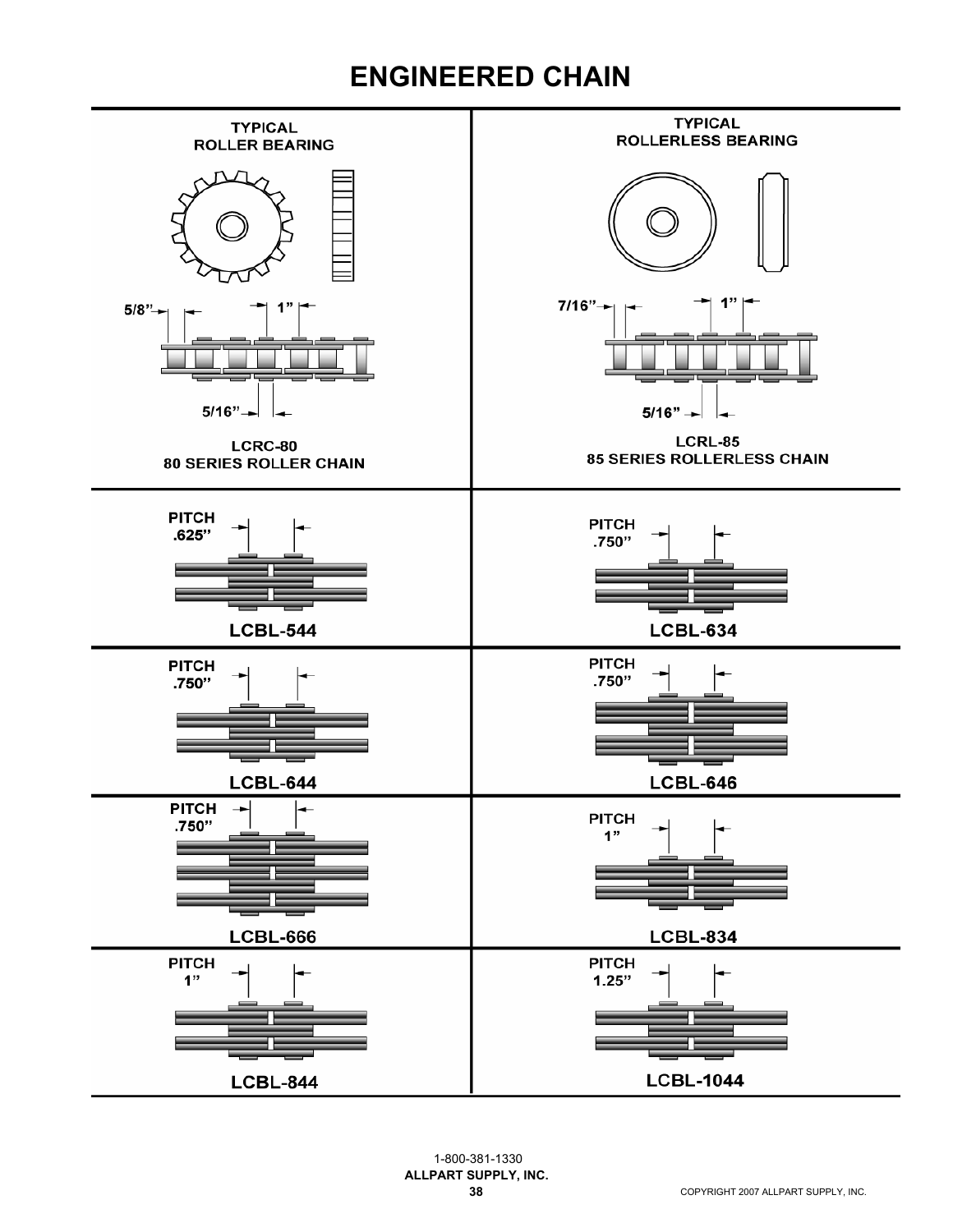# ENGINEERED CHAIN

**TYPICAL ROLLER BEARING**

5/8"  1"

5/16"

**LCRC-80**
**80 SERIES ROLLER CHAIN**

**TYPICAL ROLLERLESS BEARING**

7/16"  1"

5/16"

**LCRL-85**
**85 SERIES ROLLERLESS CHAIN**

**PITCH .625"**

**LCBL-544**

**PITCH .750"**

**LCBL-634**

**PITCH .750"**

**LCBL-644**

**PITCH .750"**

**LCBL-646**

**PITCH .750"**

**LCBL-666**

**PITCH 1"**

**LCBL-834**

**PITCH 1"**

**LCBL-844**

**PITCH 1.25"**

**LCBL-1044**

1-800-381-1330
**ALLPART SUPPLY, INC.**

COPYRIGHT 2007 ALLPART SUPPLY, INC.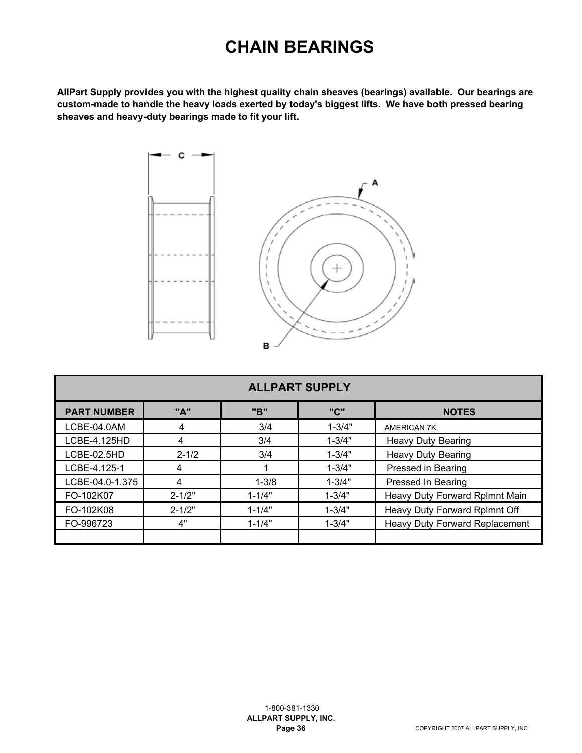# CHAIN BEARINGS

**AllPart Supply provides you with the highest quality chain sheaves (bearings) available. Our bearings are custom-made to handle the heavy loads exerted by today's biggest lifts. We have both pressed bearing sheaves and heavy-duty bearings made to fit your lift.**

C

A

B

| ALLPART SUPPLY | | | | |
|---|---|---|---|---|
| **PART NUMBER** | **"A"** | **"B"** | **"C"** | **NOTES** |
| LCBE-04.0AM | 4 | 3/4 | 1-3/4" | AMERICAN 7K |
| LCBE-4.125HD | 4 | 3/4 | 1-3/4" | Heavy Duty Bearing |
| LCBE-02.5HD | 2-1/2 | 3/4 | 1-3/4" | Heavy Duty Bearing |
| LCBE-4.125-1 | 4 | 1 | 1-3/4" | Pressed in Bearing |
| LCBE-04.0-1.375 | 4 | 1-3/8 | 1-3/4" | Pressed In Bearing |
| FO-102K07 | 2-1/2" | 1-1/4" | 1-3/4" | Heavy Duty Forward Rplmnt Main |
| FO-102K08 | 2-1/2" | 1-1/4" | 1-3/4" | Heavy Duty Forward Rplmnt Off |
| FO-996723 | 4" | 1-1/4" | 1-3/4" | Heavy Duty Forward Replacement |
| | | | | |

1-800-381-1330
**ALLPART SUPPLY, INC.**

COPYRIGHT 2007 ALLPART SUPPLY, INC.